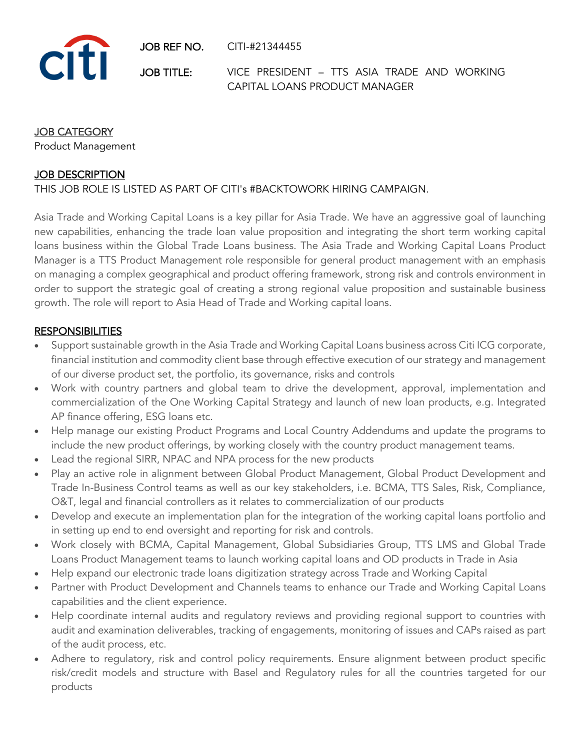**JOB REF NO.** CITI-#21344455

**JOB TITLE:** VICE PRESIDENT – TTS ASIA TRADE AND WORKING CAPITAL LOANS PRODUCT MANAGER

## JOB CATEGORY

Product Management

## JOB DESCRIPTION

THIS JOB ROLE IS LISTED AS PART OF CITI's #BACKTOWORK HIRING CAMPAIGN.

Asia Trade and Working Capital Loans is a key pillar for Asia Trade. We have an aggressive goal of launching new capabilities, enhancing the trade loan value proposition and integrating the short term working capital loans business within the Global Trade Loans business. The Asia Trade and Working Capital Loans Product Manager is a TTS Product Management role responsible for general product management with an emphasis on managing a complex geographical and product offering framework, strong risk and controls environment in order to support the strategic goal of creating a strong regional value proposition and sustainable business growth. The role will report to Asia Head of Trade and Working capital loans.

## RESPONSIBILITIES

- Support sustainable growth in the Asia Trade and Working Capital Loans business across Citi ICG corporate, financial institution and commodity client base through effective execution of our strategy and management of our diverse product set, the portfolio, its governance, risks and controls
- Work with country partners and global team to drive the development, approval, implementation and commercialization of the One Working Capital Strategy and launch of new loan products, e.g. Integrated AP finance offering, ESG loans etc.
- Help manage our existing Product Programs and Local Country Addendums and update the programs to include the new product offerings, by working closely with the country product management teams.
- Lead the regional SIRR, NPAC and NPA process for the new products
- Play an active role in alignment between Global Product Management, Global Product Development and Trade In-Business Control teams as well as our key stakeholders, i.e. BCMA, TTS Sales, Risk, Compliance, O&T, legal and financial controllers as it relates to commercialization of our products
- Develop and execute an implementation plan for the integration of the working capital loans portfolio and in setting up end to end oversight and reporting for risk and controls.
- Work closely with BCMA, Capital Management, Global Subsidiaries Group, TTS LMS and Global Trade Loans Product Management teams to launch working capital loans and OD products in Trade in Asia
- Help expand our electronic trade loans digitization strategy across Trade and Working Capital
- Partner with Product Development and Channels teams to enhance our Trade and Working Capital Loans capabilities and the client experience.
- Help coordinate internal audits and regulatory reviews and providing regional support to countries with audit and examination deliverables, tracking of engagements, monitoring of issues and CAPs raised as part of the audit process, etc.
- Adhere to regulatory, risk and control policy requirements. Ensure alignment between product specific risk/credit models and structure with Basel and Regulatory rules for all the countries targeted for our products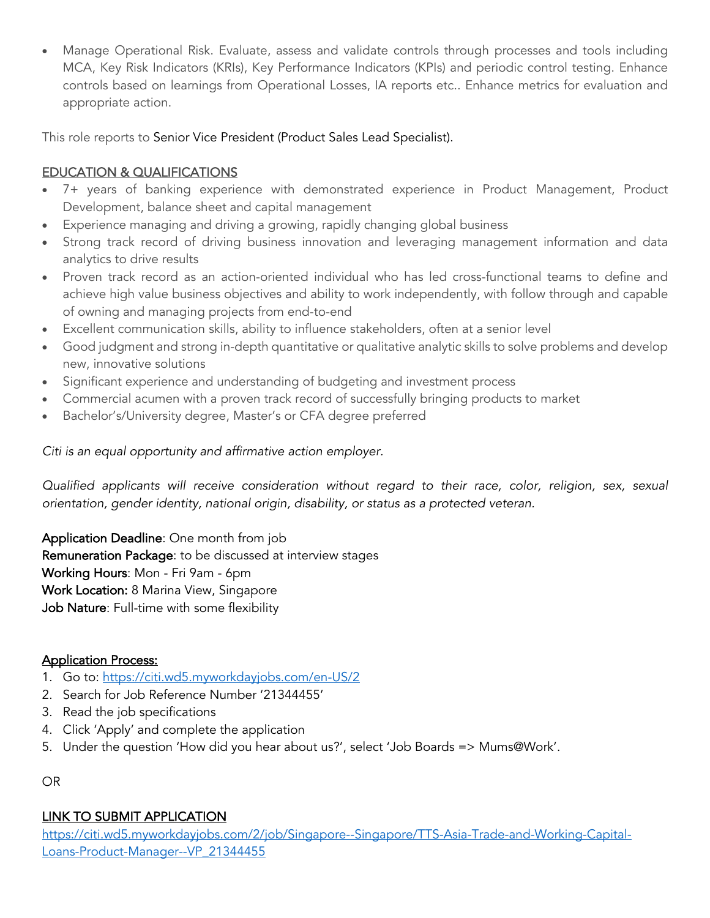- Manage Operational Risk. Evaluate, assess and validate controls through processes and tools including MCA, Key Risk Indicators (KRIs), Key Performance Indicators (KPIs) and periodic control testing. Enhance controls based on learnings from Operational Losses, IA reports etc.. Enhance metrics for evaluation and appropriate action.

This role reports to Senior Vice President (Product Sales Lead Specialist).

## EDUCATION & QUALIFICATIONS

- 7+ years of banking experience with demonstrated experience in Product Management, Product Development, balance sheet and capital management
- Experience managing and driving a growing, rapidly changing global business
- Strong track record of driving business innovation and leveraging management information and data analytics to drive results
- Proven track record as an action-oriented individual who has led cross-functional teams to define and achieve high value business objectives and ability to work independently, with follow through and capable of owning and managing projects from end-to-end
- Excellent communication skills, ability to influence stakeholders, often at a senior level
- Good judgment and strong in-depth quantitative or qualitative analytic skills to solve problems and develop new, innovative solutions
- Significant experience and understanding of budgeting and investment process
- Commercial acumen with a proven track record of successfully bringing products to market
- Bachelor's/University degree, Master's or CFA degree preferred

*Citi is an equal opportunity and affirmative action employer.*

*Qualified applicants will receive consideration without regard to their race, color, religion, sex, sexual orientation, gender identity, national origin, disability, or status as a protected veteran.*

**Application Deadline**: One month from job
**Remuneration Package**: to be discussed at interview stages
**Working Hours**: Mon - Fri 9am - 6pm
**Work Location:** 8 Marina View, Singapore
**Job Nature**: Full-time with some flexibility

## Application Process:

1. Go to: https://citi.wd5.myworkdayjobs.com/en-US/2
2. Search for Job Reference Number '21344455'
3. Read the job specifications
4. Click 'Apply' and complete the application
5. Under the question 'How did you hear about us?', select 'Job Boards => Mums@Work'.

OR

## LINK TO SUBMIT APPLICATION

https://citi.wd5.myworkdayjobs.com/2/job/Singapore--Singapore/TTS-Asia-Trade-and-Working-Capital-Loans-Product-Manager--VP_21344455